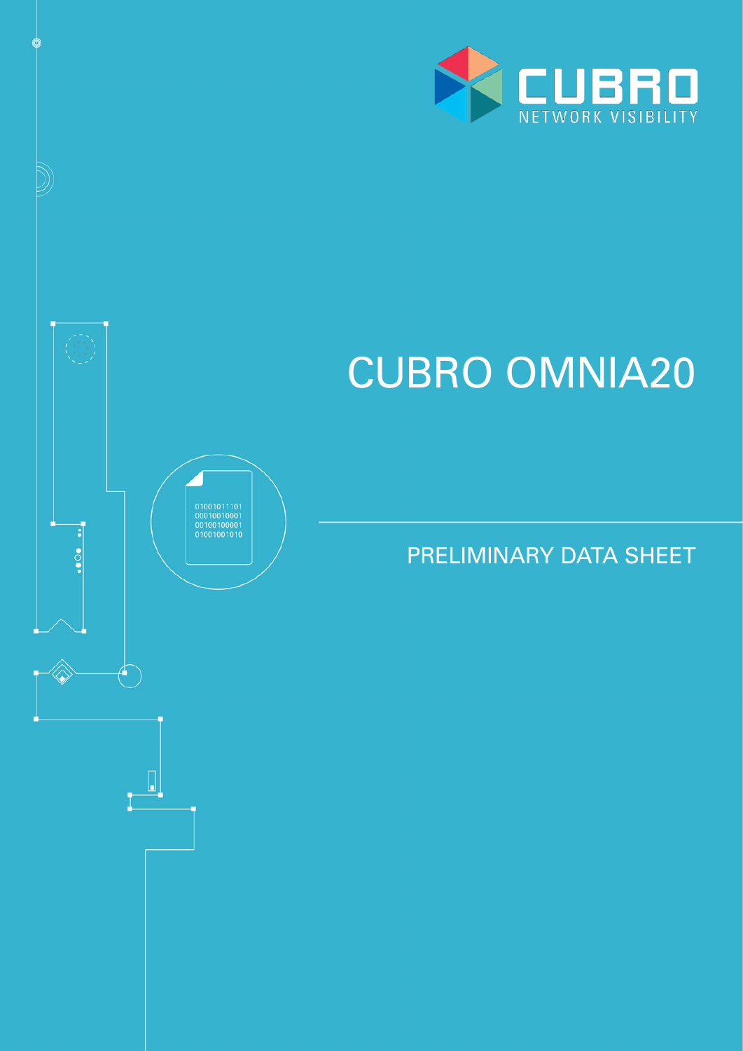CUBRO
NETWORK VISIBILITY

# CUBRO OMNIA20

## PRELIMINARY DATA SHEET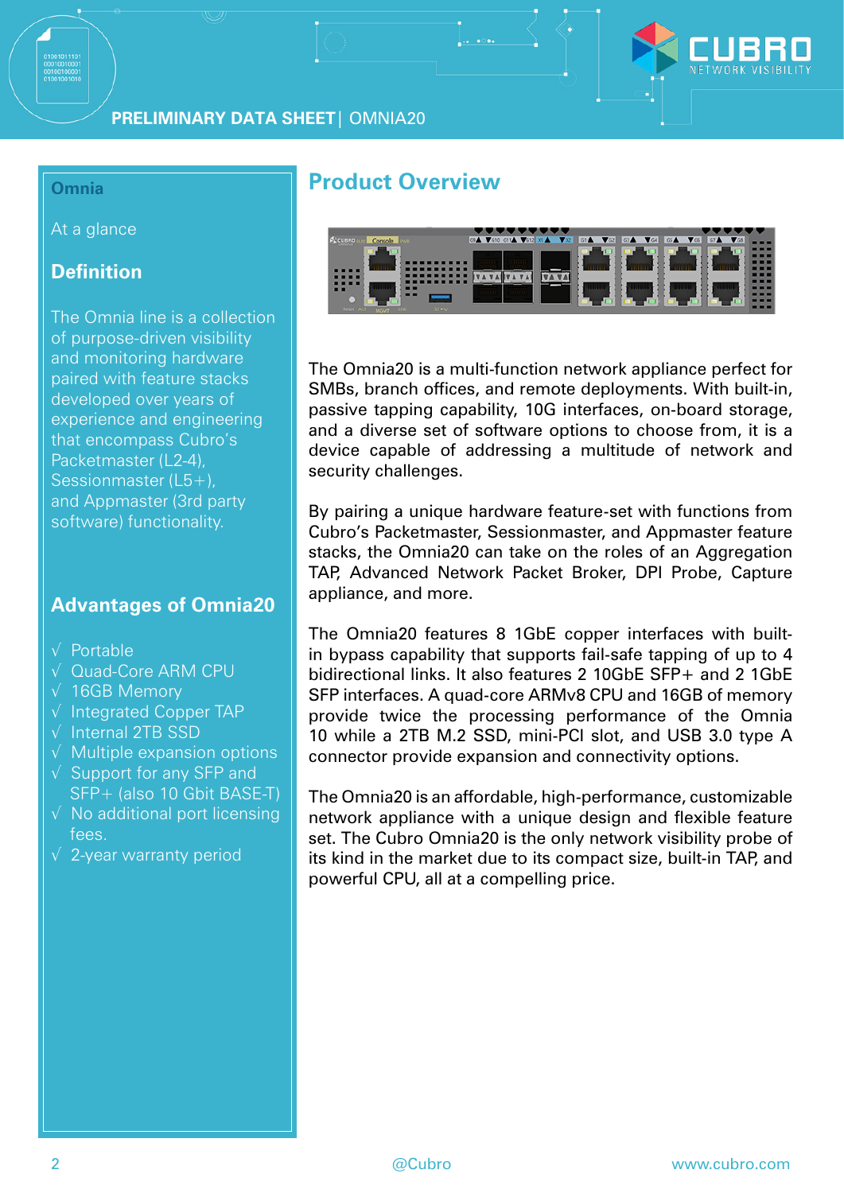## Omnia

At a glance

## Definition

The Omnia line is a collection of purpose-driven visibility and monitoring hardware paired with feature stacks developed over years of experience and engineering that encompass Cubro's Packetmaster (L2-4), Sessionmaster (L5+), and Appmaster (3rd party software) functionality.

## Advantages of Omnia20

- √ Portable
- √ Quad-Core ARM CPU
- √ 16GB Memory
- √ Integrated Copper TAP
- √ Internal 2TB SSD
- √ Multiple expansion options
- √ Support for any SFP and SFP+ (also 10 Gbit BASE-T)
- √ No additional port licensing fees.
- √ 2-year warranty period

# Product Overview

The Omnia20 is a multi-function network appliance perfect for SMBs, branch offices, and remote deployments. With built-in, passive tapping capability, 10G interfaces, on-board storage, and a diverse set of software options to choose from, it is a device capable of addressing a multitude of network and security challenges.

By pairing a unique hardware feature-set with functions from Cubro's Packetmaster, Sessionmaster, and Appmaster feature stacks, the Omnia20 can take on the roles of an Aggregation TAP, Advanced Network Packet Broker, DPI Probe, Capture appliance, and more.

The Omnia20 features 8 1GbE copper interfaces with built-in bypass capability that supports fail-safe tapping of up to 4 bidirectional links. It also features 2 10GbE SFP+ and 2 1GbE SFP interfaces. A quad-core ARMv8 CPU and 16GB of memory provide twice the processing performance of the Omnia 10 while a 2TB M.2 SSD, mini-PCI slot, and USB 3.0 type A connector provide expansion and connectivity options.

The Omnia20 is an affordable, high-performance, customizable network appliance with a unique design and flexible feature set. The Cubro Omnia20 is the only network visibility probe of its kind in the market due to its compact size, built-in TAP, and powerful CPU, all at a compelling price.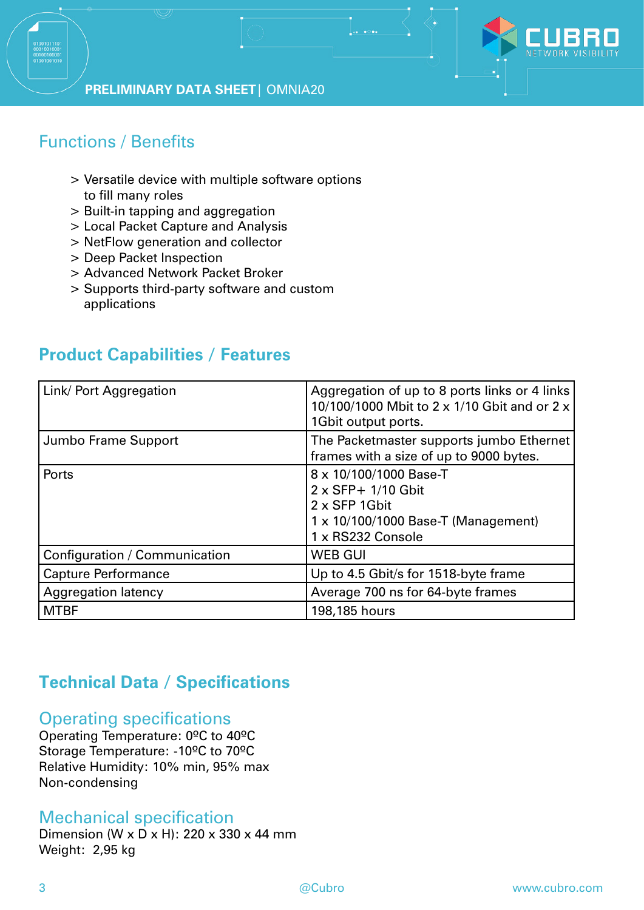## Functions / Benefits

> Versatile device with multiple software options to fill many roles
> Built-in tapping and aggregation
> Local Packet Capture and Analysis
> NetFlow generation and collector
> Deep Packet Inspection
> Advanced Network Packet Broker
> Supports third-party software and custom applications

## Product Capabilities / Features

| | |
|---|---|
| Link/ Port Aggregation | Aggregation of up to 8 ports links or 4 links 10/100/1000 Mbit to 2 x 1/10 Gbit and or 2 x 1Gbit output ports. |
| Jumbo Frame Support | The Packetmaster supports jumbo Ethernet frames with a size of up to 9000 bytes. |
| Ports | 8 x 10/100/1000 Base-T<br>2 x SFP+ 1/10 Gbit<br>2 x SFP 1Gbit<br>1 x 10/100/1000 Base-T (Management)<br>1 x RS232 Console |
| Configuration / Communication | WEB GUI |
| Capture Performance | Up to 4.5 Gbit/s for 1518-byte frame |
| Aggregation latency | Average 700 ns for 64-byte frames |
| MTBF | 198,185 hours |

## Technical Data / Specifications

### Operating specifications

Operating Temperature: 0ºC to 40ºC
Storage Temperature: -10ºC to 70ºC
Relative Humidity: 10% min, 95% max
Non-condensing

### Mechanical specification

Dimension (W x D x H): 220 x 330 x 44 mm
Weight: 2,95 kg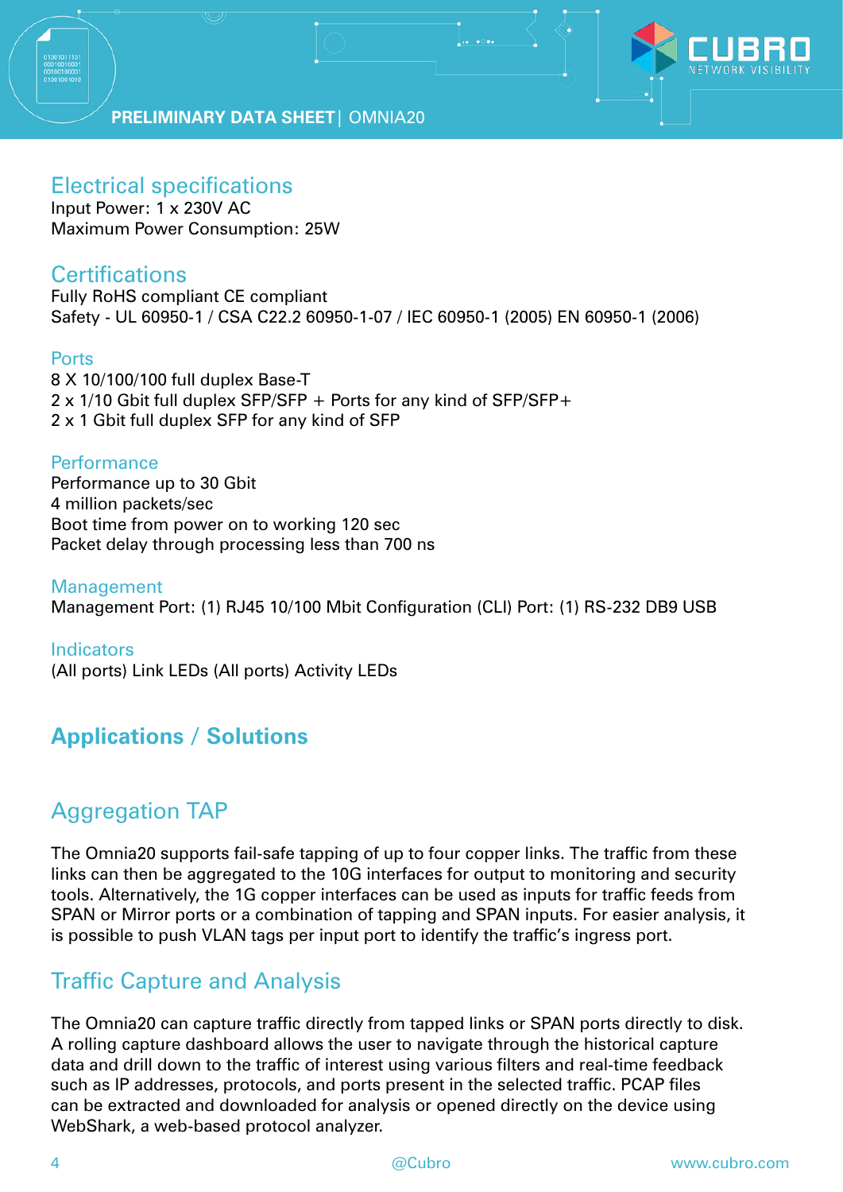### Electrical specifications

Input Power: 1 x 230V AC
Maximum Power Consumption: 25W

### Certifications

Fully RoHS compliant CE compliant
Safety - UL 60950-1 / CSA C22.2 60950-1-07 / IEC 60950-1 (2005) EN 60950-1 (2006)

### Ports

8 X 10/100/100 full duplex Base-T
2 x 1/10 Gbit full duplex SFP/SFP + Ports for any kind of SFP/SFP+
2 x 1 Gbit full duplex SFP for any kind of SFP

### Performance

Performance up to 30 Gbit
4 million packets/sec
Boot time from power on to working 120 sec
Packet delay through processing less than 700 ns

### Management

Management Port: (1) RJ45 10/100 Mbit Configuration (CLI) Port: (1) RS-232 DB9 USB

### Indicators

(All ports) Link LEDs (All ports) Activity LEDs

## Applications / Solutions

## Aggregation TAP

The Omnia20 supports fail-safe tapping of up to four copper links. The traffic from these links can then be aggregated to the 10G interfaces for output to monitoring and security tools. Alternatively, the 1G copper interfaces can be used as inputs for traffic feeds from SPAN or Mirror ports or a combination of tapping and SPAN inputs. For easier analysis, it is possible to push VLAN tags per input port to identify the traffic's ingress port.

## Traffic Capture and Analysis

The Omnia20 can capture traffic directly from tapped links or SPAN ports directly to disk. A rolling capture dashboard allows the user to navigate through the historical capture data and drill down to the traffic of interest using various filters and real-time feedback such as IP addresses, protocols, and ports present in the selected traffic. PCAP files can be extracted and downloaded for analysis or opened directly on the device using WebShark, a web-based protocol analyzer.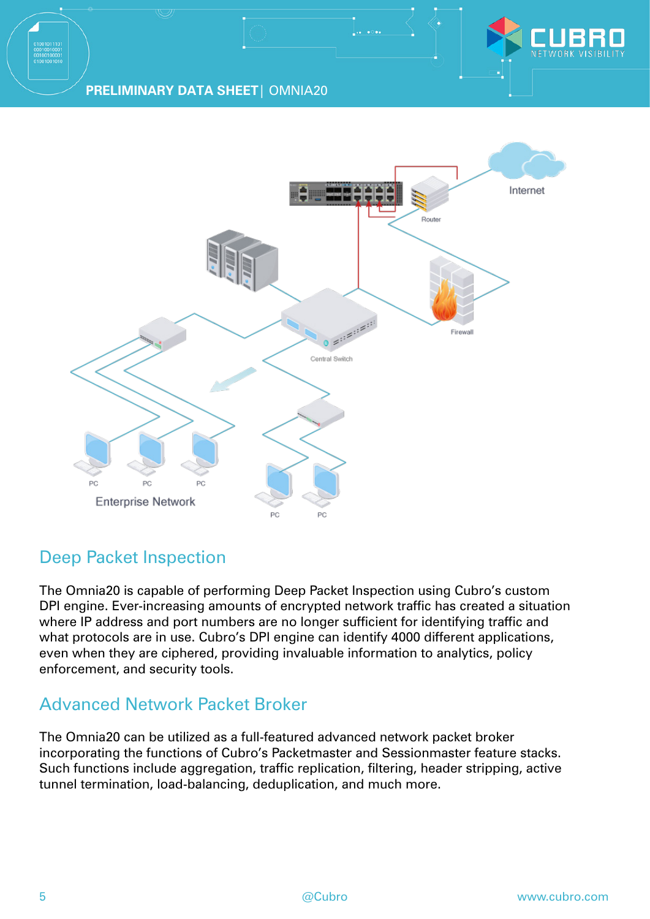## Deep Packet Inspection

The Omnia20 is capable of performing Deep Packet Inspection using Cubro's custom DPI engine. Ever-increasing amounts of encrypted network traffic has created a situation where IP address and port numbers are no longer sufficient for identifying traffic and what protocols are in use. Cubro's DPI engine can identify 4000 different applications, even when they are ciphered, providing invaluable information to analytics, policy enforcement, and security tools.

## Advanced Network Packet Broker

The Omnia20 can be utilized as a full-featured advanced network packet broker incorporating the functions of Cubro's Packetmaster and Sessionmaster feature stacks. Such functions include aggregation, traffic replication, filtering, header stripping, active tunnel termination, load-balancing, deduplication, and much more.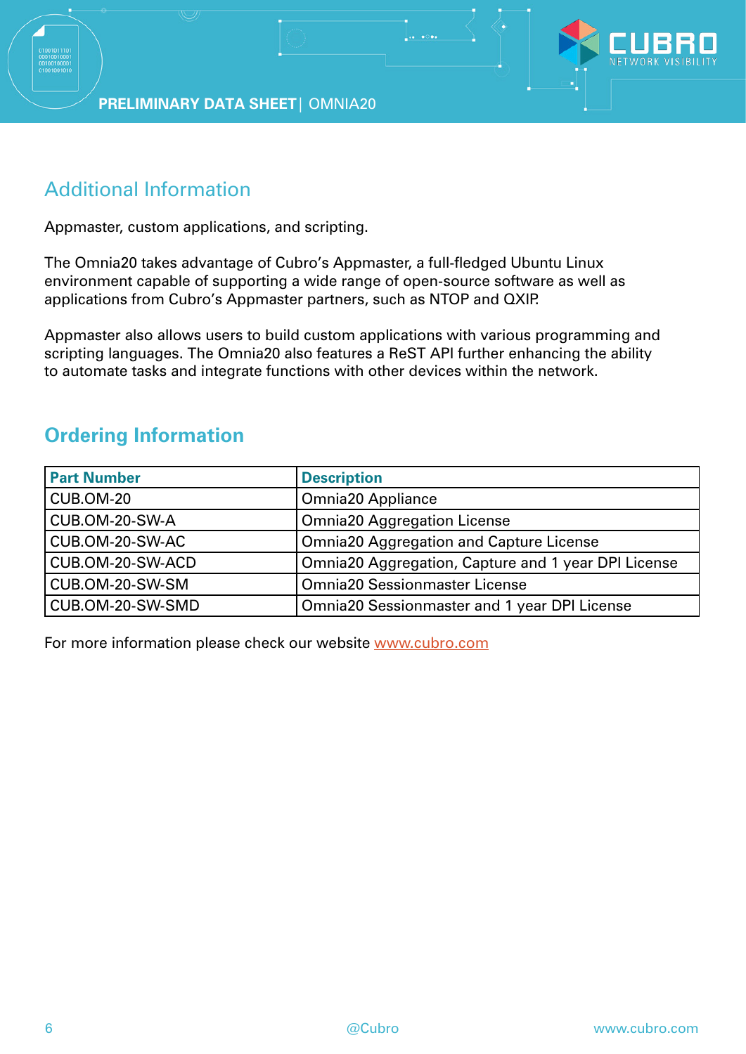## Additional Information

Appmaster, custom applications, and scripting.

The Omnia20 takes advantage of Cubro's Appmaster, a full-fledged Ubuntu Linux environment capable of supporting a wide range of open-source software as well as applications from Cubro's Appmaster partners, such as NTOP and QXIP.

Appmaster also allows users to build custom applications with various programming and scripting languages. The Omnia20 also features a ReST API further enhancing the ability to automate tasks and integrate functions with other devices within the network.

## Ordering Information

| Part Number | Description |
|---|---|
| CUB.OM-20 | Omnia20 Appliance |
| CUB.OM-20-SW-A | Omnia20 Aggregation License |
| CUB.OM-20-SW-AC | Omnia20 Aggregation and Capture License |
| CUB.OM-20-SW-ACD | Omnia20 Aggregation, Capture and 1 year DPI License |
| CUB.OM-20-SW-SM | Omnia20 Sessionmaster License |
| CUB.OM-20-SW-SMD | Omnia20 Sessionmaster and 1 year DPI License |

For more information please check our website www.cubro.com